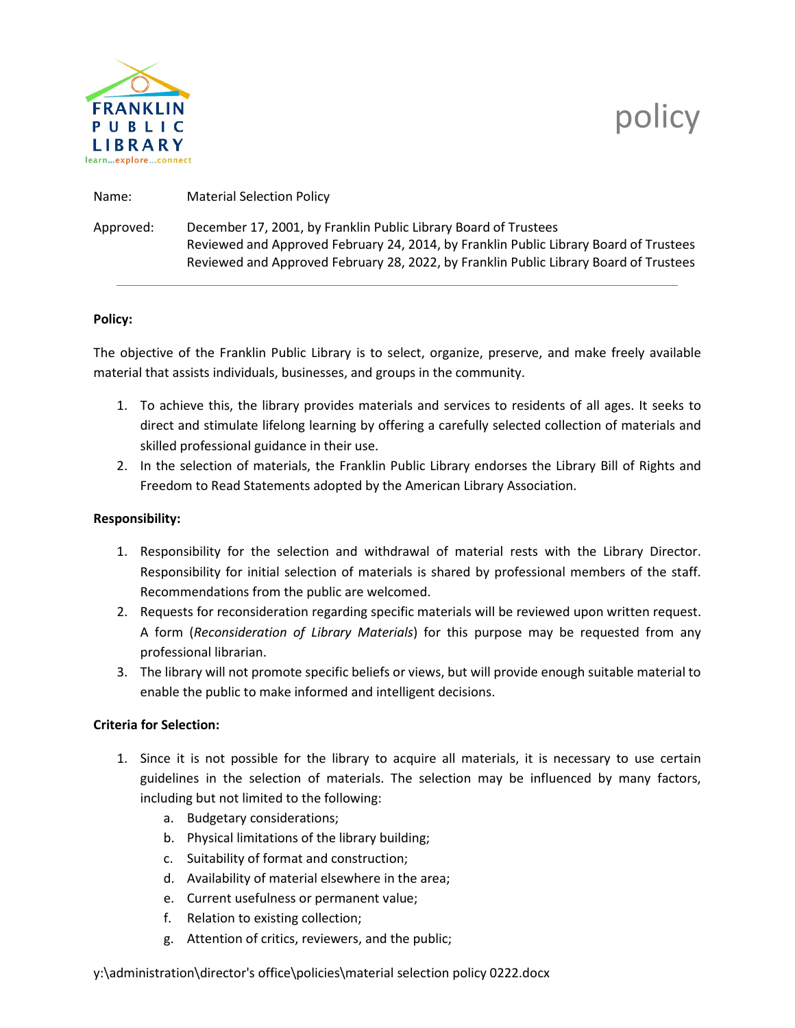FRANKLIN PUBLIC LIBRARY
learn...explore...connect

# policy

Name: Material Selection Policy

Approved: December 17, 2001, by Franklin Public Library Board of Trustees
Reviewed and Approved February 24, 2014, by Franklin Public Library Board of Trustees
Reviewed and Approved February 28, 2022, by Franklin Public Library Board of Trustees

---

**Policy:**

The objective of the Franklin Public Library is to select, organize, preserve, and make freely available material that assists individuals, businesses, and groups in the community.

1. To achieve this, the library provides materials and services to residents of all ages. It seeks to direct and stimulate lifelong learning by offering a carefully selected collection of materials and skilled professional guidance in their use.
2. In the selection of materials, the Franklin Public Library endorses the Library Bill of Rights and Freedom to Read Statements adopted by the American Library Association.

**Responsibility:**

1. Responsibility for the selection and withdrawal of material rests with the Library Director. Responsibility for initial selection of materials is shared by professional members of the staff. Recommendations from the public are welcomed.
2. Requests for reconsideration regarding specific materials will be reviewed upon written request. A form (*Reconsideration of Library Materials*) for this purpose may be requested from any professional librarian.
3. The library will not promote specific beliefs or views, but will provide enough suitable material to enable the public to make informed and intelligent decisions.

**Criteria for Selection:**

1. Since it is not possible for the library to acquire all materials, it is necessary to use certain guidelines in the selection of materials. The selection may be influenced by many factors, including but not limited to the following:
   a. Budgetary considerations;
   b. Physical limitations of the library building;
   c. Suitability of format and construction;
   d. Availability of material elsewhere in the area;
   e. Current usefulness or permanent value;
   f. Relation to existing collection;
   g. Attention of critics, reviewers, and the public;

y:\administration\director's office\policies\material selection policy 0222.docx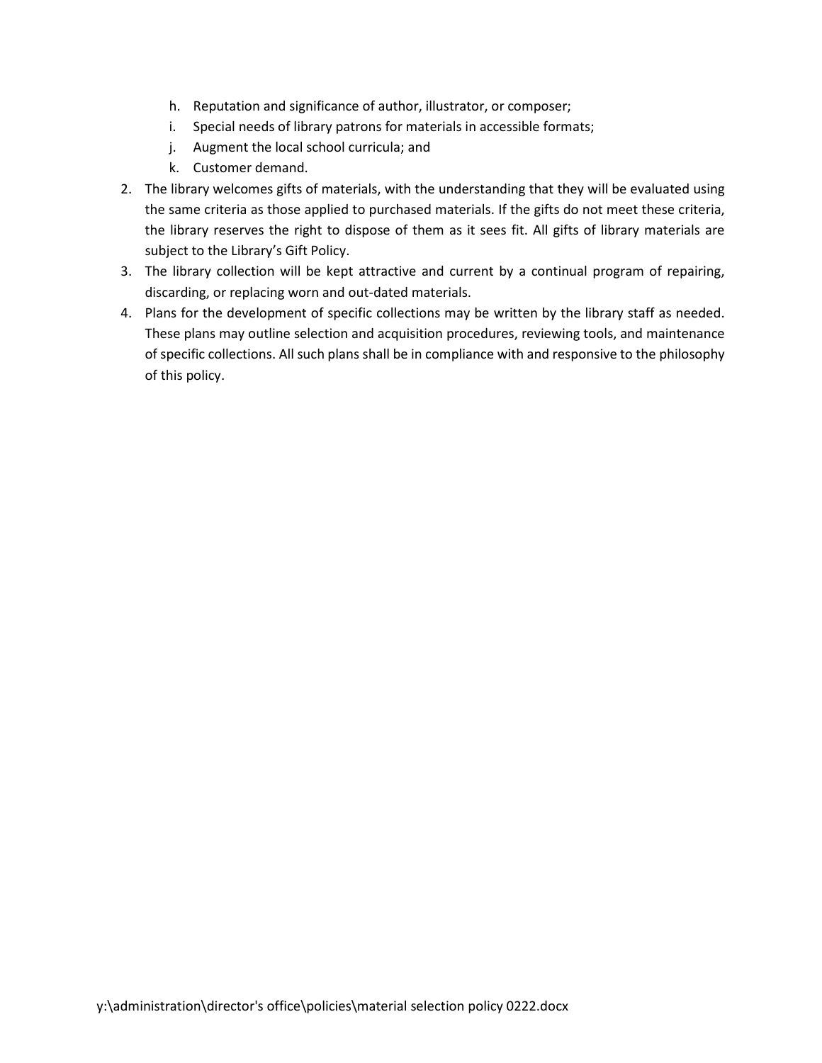h. Reputation and significance of author, illustrator, or composer;
   i. Special needs of library patrons for materials in accessible formats;
   j. Augment the local school curricula; and
   k. Customer demand.

2. The library welcomes gifts of materials, with the understanding that they will be evaluated using the same criteria as those applied to purchased materials. If the gifts do not meet these criteria, the library reserves the right to dispose of them as it sees fit. All gifts of library materials are subject to the Library's Gift Policy.
3. The library collection will be kept attractive and current by a continual program of repairing, discarding, or replacing worn and out-dated materials.
4. Plans for the development of specific collections may be written by the library staff as needed. These plans may outline selection and acquisition procedures, reviewing tools, and maintenance of specific collections. All such plans shall be in compliance with and responsive to the philosophy of this policy.